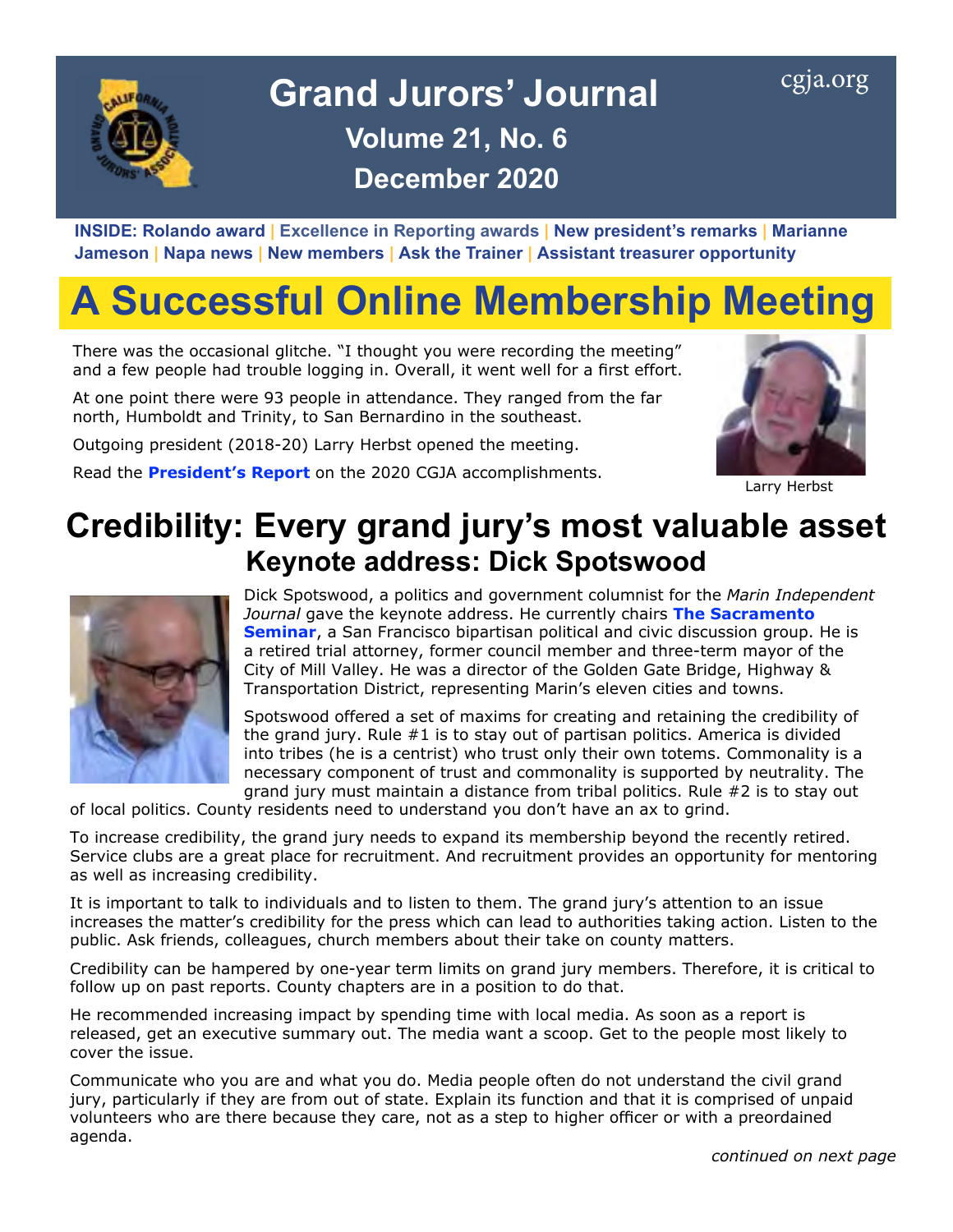# Grand Jurors' Journal

cgja.org

**Volume 21, No. 6**

**December 2020**

**INSIDE: Rolando award | Excellence in Reporting awards | New president's remarks | Marianne Jameson | Napa news | New members | Ask the Trainer | Assistant treasurer opportunity**

# A Successful Online Membership Meeting

There was the occasional glitche. "I thought you were recording the meeting" and a few people had trouble logging in. Overall, it went well for a first effort.

At one point there were 93 people in attendance. They ranged from the far north, Humboldt and Trinity, to San Bernardino in the southeast.

Outgoing president (2018-20) Larry Herbst opened the meeting.

Read the **President's Report** on the 2020 CGJA accomplishments.

Larry Herbst

# Credibility: Every grand jury's most valuable asset

## Keynote address: Dick Spotswood

Dick Spotswood, a politics and government columnist for the *Marin Independent Journal* gave the keynote address. He currently chairs **The Sacramento Seminar**, a San Francisco bipartisan political and civic discussion group. He is a retired trial attorney, former council member and three-term mayor of the City of Mill Valley. He was a director of the Golden Gate Bridge, Highway & Transportation District, representing Marin's eleven cities and towns.

Spotswood offered a set of maxims for creating and retaining the credibility of the grand jury. Rule #1 is to stay out of partisan politics. America is divided into tribes (he is a centrist) who trust only their own totems. Commonality is a necessary component of trust and commonality is supported by neutrality. The grand jury must maintain a distance from tribal politics. Rule #2 is to stay out of local politics. County residents need to understand you don't have an ax to grind.

To increase credibility, the grand jury needs to expand its membership beyond the recently retired. Service clubs are a great place for recruitment. And recruitment provides an opportunity for mentoring as well as increasing credibility.

It is important to talk to individuals and to listen to them. The grand jury's attention to an issue increases the matter's credibility for the press which can lead to authorities taking action. Listen to the public. Ask friends, colleagues, church members about their take on county matters.

Credibility can be hampered by one-year term limits on grand jury members. Therefore, it is critical to follow up on past reports. County chapters are in a position to do that.

He recommended increasing impact by spending time with local media. As soon as a report is released, get an executive summary out. The media want a scoop. Get to the people most likely to cover the issue.

Communicate who you are and what you do. Media people often do not understand the civil grand jury, particularly if they are from out of state. Explain its function and that it is comprised of unpaid volunteers who are there because they care, not as a step to higher officer or with a preordained agenda.

*continued on next page*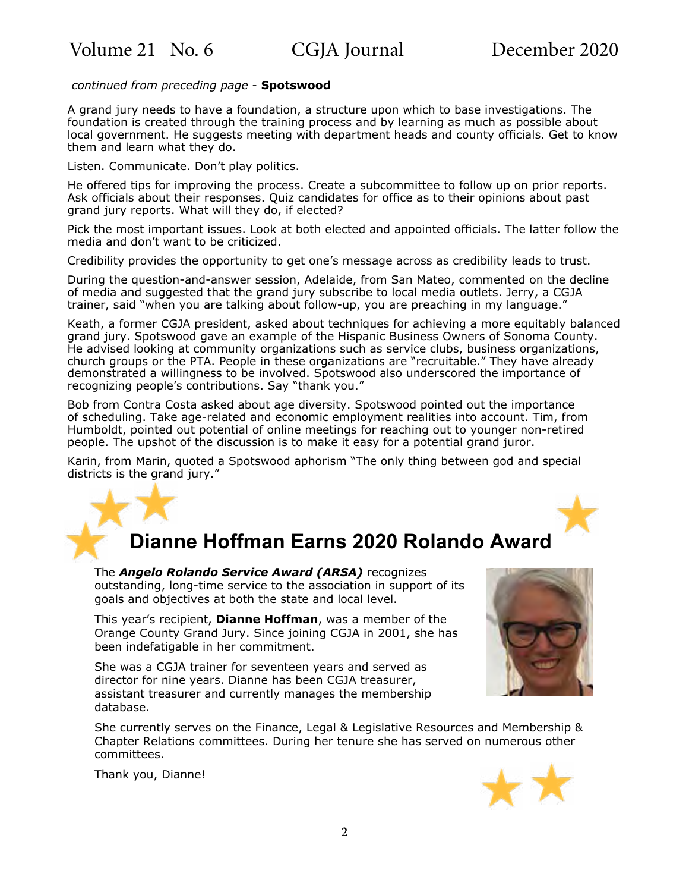*continued from preceding page* - **Spotswood**

A grand jury needs to have a foundation, a structure upon which to base investigations. The foundation is created through the training process and by learning as much as possible about local government. He suggests meeting with department heads and county officials. Get to know them and learn what they do.

Listen. Communicate. Don't play politics.

He offered tips for improving the process. Create a subcommittee to follow up on prior reports. Ask officials about their responses. Quiz candidates for office as to their opinions about past grand jury reports. What will they do, if elected?

Pick the most important issues. Look at both elected and appointed officials. The latter follow the media and don't want to be criticized.

Credibility provides the opportunity to get one's message across as credibility leads to trust.

During the question-and-answer session, Adelaide, from San Mateo, commented on the decline of media and suggested that the grand jury subscribe to local media outlets. Jerry, a CGJA trainer, said "when you are talking about follow-up, you are preaching in my language."

Keath, a former CGJA president, asked about techniques for achieving a more equitably balanced grand jury. Spotswood gave an example of the Hispanic Business Owners of Sonoma County. He advised looking at community organizations such as service clubs, business organizations, church groups or the PTA. People in these organizations are "recruitable." They have already demonstrated a willingness to be involved. Spotswood also underscored the importance of recognizing people's contributions. Say "thank you."

Bob from Contra Costa asked about age diversity. Spotswood pointed out the importance of scheduling. Take age-related and economic employment realities into account. Tim, from Humboldt, pointed out potential of online meetings for reaching out to younger non-retired people. The upshot of the discussion is to make it easy for a potential grand juror.

Karin, from Marin, quoted a Spotswood aphorism "The only thing between god and special districts is the grand jury."

## Dianne Hoffman Earns 2020 Rolando Award

The ***Angelo Rolando Service Award (ARSA)*** recognizes outstanding, long-time service to the association in support of its goals and objectives at both the state and local level.

This year's recipient, **Dianne Hoffman**, was a member of the Orange County Grand Jury. Since joining CGJA in 2001, she has been indefatigable in her commitment.

She was a CGJA trainer for seventeen years and served as director for nine years. Dianne has been CGJA treasurer, assistant treasurer and currently manages the membership database.

She currently serves on the Finance, Legal & Legislative Resources and Membership & Chapter Relations committees. During her tenure she has served on numerous other committees.

Thank you, Dianne!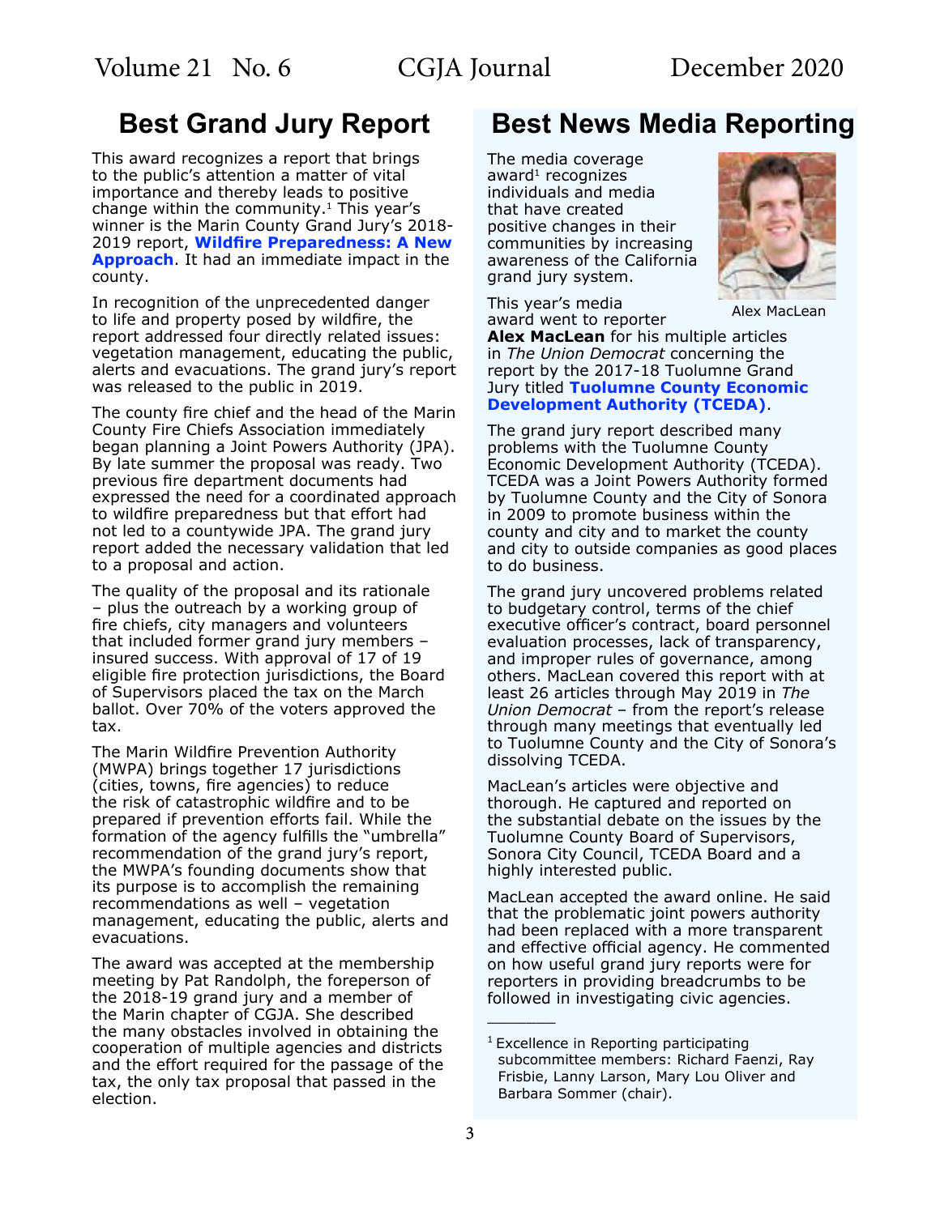## Best Grand Jury Report

This award recognizes a report that brings to the public's attention a matter of vital importance and thereby leads to positive change within the community.[1] This year's winner is the Marin County Grand Jury's 2018-2019 report, **Wildfire Preparedness: A New Approach**. It had an immediate impact in the county.

In recognition of the unprecedented danger to life and property posed by wildfire, the report addressed four directly related issues: vegetation management, educating the public, alerts and evacuations. The grand jury's report was released to the public in 2019.

The county fire chief and the head of the Marin County Fire Chiefs Association immediately began planning a Joint Powers Authority (JPA). By late summer the proposal was ready. Two previous fire department documents had expressed the need for a coordinated approach to wildfire preparedness but that effort had not led to a countywide JPA. The grand jury report added the necessary validation that led to a proposal and action.

The quality of the proposal and its rationale – plus the outreach by a working group of fire chiefs, city managers and volunteers that included former grand jury members – insured success. With approval of 17 of 19 eligible fire protection jurisdictions, the Board of Supervisors placed the tax on the March ballot. Over 70% of the voters approved the tax.

The Marin Wildfire Prevention Authority (MWPA) brings together 17 jurisdictions (cities, towns, fire agencies) to reduce the risk of catastrophic wildfire and to be prepared if prevention efforts fail. While the formation of the agency fulfills the "umbrella" recommendation of the grand jury's report, the MWPA's founding documents show that its purpose is to accomplish the remaining recommendations as well – vegetation management, educating the public, alerts and evacuations.

The award was accepted at the membership meeting by Pat Randolph, the foreperson of the 2018-19 grand jury and a member of the Marin chapter of CGJA. She described the many obstacles involved in obtaining the cooperation of multiple agencies and districts and the effort required for the passage of the tax, the only tax proposal that passed in the election.

## Best News Media Reporting

The media coverage award[1] recognizes individuals and media that have created positive changes in their communities by increasing awareness of the California grand jury system.

Alex MacLean

This year's media award went to reporter **Alex MacLean** for his multiple articles in *The Union Democrat* concerning the report by the 2017-18 Tuolumne Grand Jury titled **Tuolumne County Economic Development Authority (TCEDA)**.

The grand jury report described many problems with the Tuolumne County Economic Development Authority (TCEDA). TCEDA was a Joint Powers Authority formed by Tuolumne County and the City of Sonora in 2009 to promote business within the county and city and to market the county and city to outside companies as good places to do business.

The grand jury uncovered problems related to budgetary control, terms of the chief executive officer's contract, board personnel evaluation processes, lack of transparency, and improper rules of governance, among others. MacLean covered this report with at least 26 articles through May 2019 in *The Union Democrat* – from the report's release through many meetings that eventually led to Tuolumne County and the City of Sonora's dissolving TCEDA.

MacLean's articles were objective and thorough. He captured and reported on the substantial debate on the issues by the Tuolumne County Board of Supervisors, Sonora City Council, TCEDA Board and a highly interested public.

MacLean accepted the award online. He said that the problematic joint powers authority had been replaced with a more transparent and effective official agency. He commented on how useful grand jury reports were for reporters in providing breadcrumbs to be followed in investigating civic agencies.

---

[1] Excellence in Reporting participating subcommittee members: Richard Faenzi, Ray Frisbie, Lanny Larson, Mary Lou Oliver and Barbara Sommer (chair).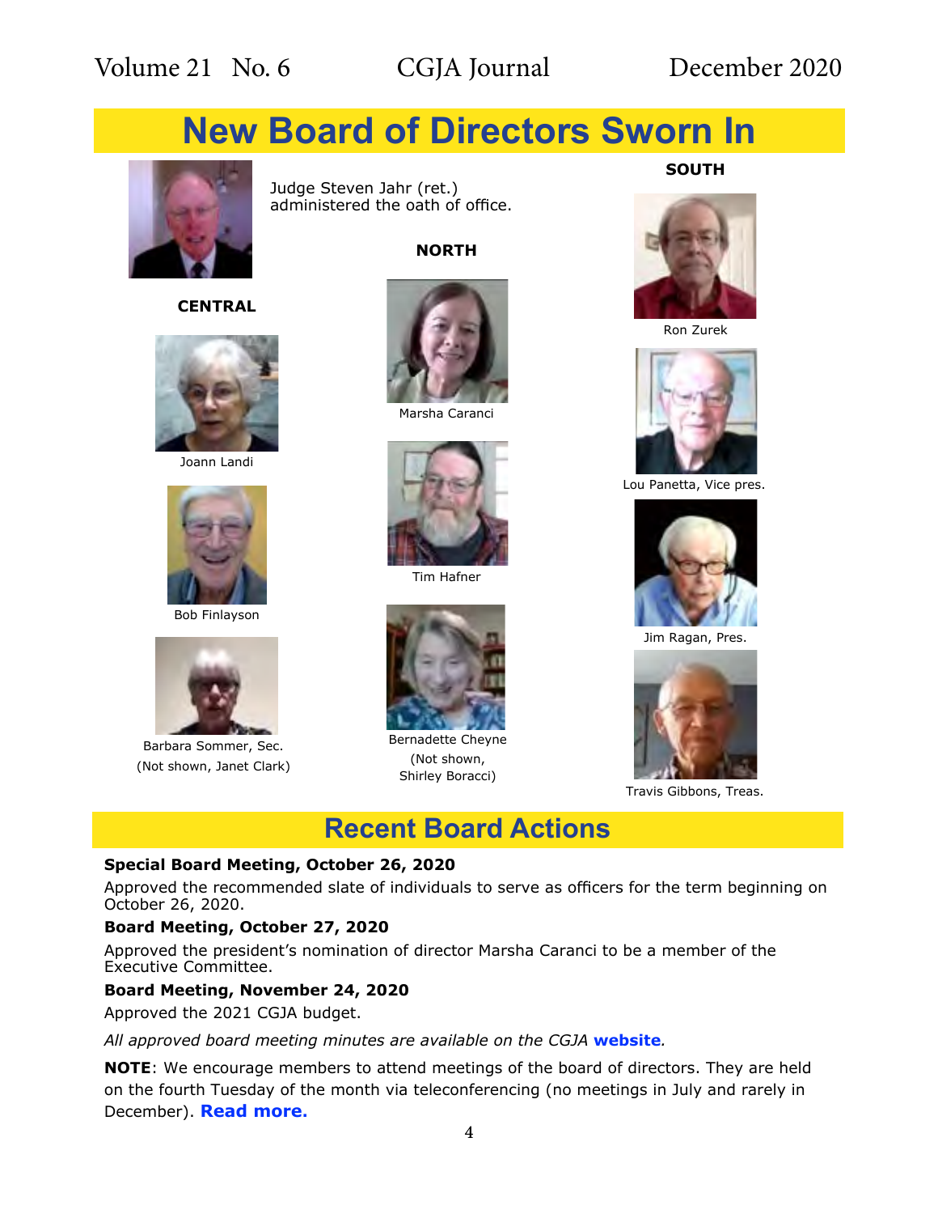# New Board of Directors Sworn In

Judge Steven Jahr (ret.) administered the oath of office.

**CENTRAL**

Joann Landi

Bob Finlayson

Barbara Sommer, Sec.
(Not shown, Janet Clark)

**NORTH**

Marsha Caranci

Tim Hafner

Bernadette Cheyne
(Not shown, Shirley Boracci)

**SOUTH**

Ron Zurek

Lou Panetta, Vice pres.

Jim Ragan, Pres.

Travis Gibbons, Treas.

# Recent Board Actions

**Special Board Meeting, October 26, 2020**

Approved the recommended slate of individuals to serve as officers for the term beginning on October 26, 2020.

**Board Meeting, October 27, 2020**

Approved the president's nomination of director Marsha Caranci to be a member of the Executive Committee.

**Board Meeting, November 24, 2020**

Approved the 2021 CGJA budget.

*All approved board meeting minutes are available on the CGJA **website**.*

**NOTE**: We encourage members to attend meetings of the board of directors. They are held on the fourth Tuesday of the month via teleconferencing (no meetings in July and rarely in December). **Read more.**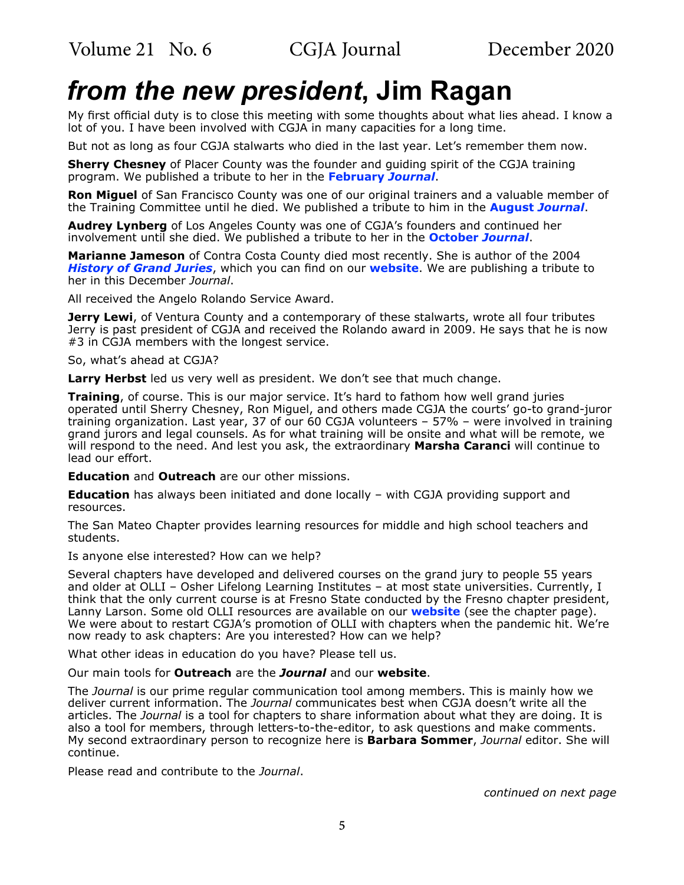# *from the new president*, Jim Ragan

My first official duty is to close this meeting with some thoughts about what lies ahead. I know a lot of you. I have been involved with CGJA in many capacities for a long time.

But not as long as four CGJA stalwarts who died in the last year. Let's remember them now.

**Sherry Chesney** of Placer County was the founder and guiding spirit of the CGJA training program. We published a tribute to her in the **February *Journal***.

**Ron Miguel** of San Francisco County was one of our original trainers and a valuable member of the Training Committee until he died. We published a tribute to him in the **August *Journal***.

**Audrey Lynberg** of Los Angeles County was one of CGJA's founders and continued her involvement until she died. We published a tribute to her in the **October *Journal***.

**Marianne Jameson** of Contra Costa County died most recently. She is author of the 2004 ***History of Grand Juries***, which you can find on our **website**. We are publishing a tribute to her in this December *Journal*.

All received the Angelo Rolando Service Award.

**Jerry Lewi**, of Ventura County and a contemporary of these stalwarts, wrote all four tributes Jerry is past president of CGJA and received the Rolando award in 2009. He says that he is now #3 in CGJA members with the longest service.

So, what's ahead at CGJA?

**Larry Herbst** led us very well as president. We don't see that much change.

**Training**, of course. This is our major service. It's hard to fathom how well grand juries operated until Sherry Chesney, Ron Miguel, and others made CGJA the courts' go-to grand-juror training organization. Last year, 37 of our 60 CGJA volunteers – 57% – were involved in training grand jurors and legal counsels. As for what training will be onsite and what will be remote, we will respond to the need. And lest you ask, the extraordinary **Marsha Caranci** will continue to lead our effort.

**Education** and **Outreach** are our other missions.

**Education** has always been initiated and done locally – with CGJA providing support and resources.

The San Mateo Chapter provides learning resources for middle and high school teachers and students.

Is anyone else interested? How can we help?

Several chapters have developed and delivered courses on the grand jury to people 55 years and older at OLLI – Osher Lifelong Learning Institutes – at most state universities. Currently, I think that the only current course is at Fresno State conducted by the Fresno chapter president, Lanny Larson. Some old OLLI resources are available on our **website** (see the chapter page). We were about to restart CGJA's promotion of OLLI with chapters when the pandemic hit. We're now ready to ask chapters: Are you interested? How can we help?

What other ideas in education do you have? Please tell us.

Our main tools for **Outreach** are the ***Journal*** and our **website**.

The *Journal* is our prime regular communication tool among members. This is mainly how we deliver current information. The *Journal* communicates best when CGJA doesn't write all the articles. The *Journal* is a tool for chapters to share information about what they are doing. It is also a tool for members, through letters-to-the-editor, to ask questions and make comments. My second extraordinary person to recognize here is **Barbara Sommer**, *Journal* editor. She will continue.

Please read and contribute to the *Journal*.

*continued on next page*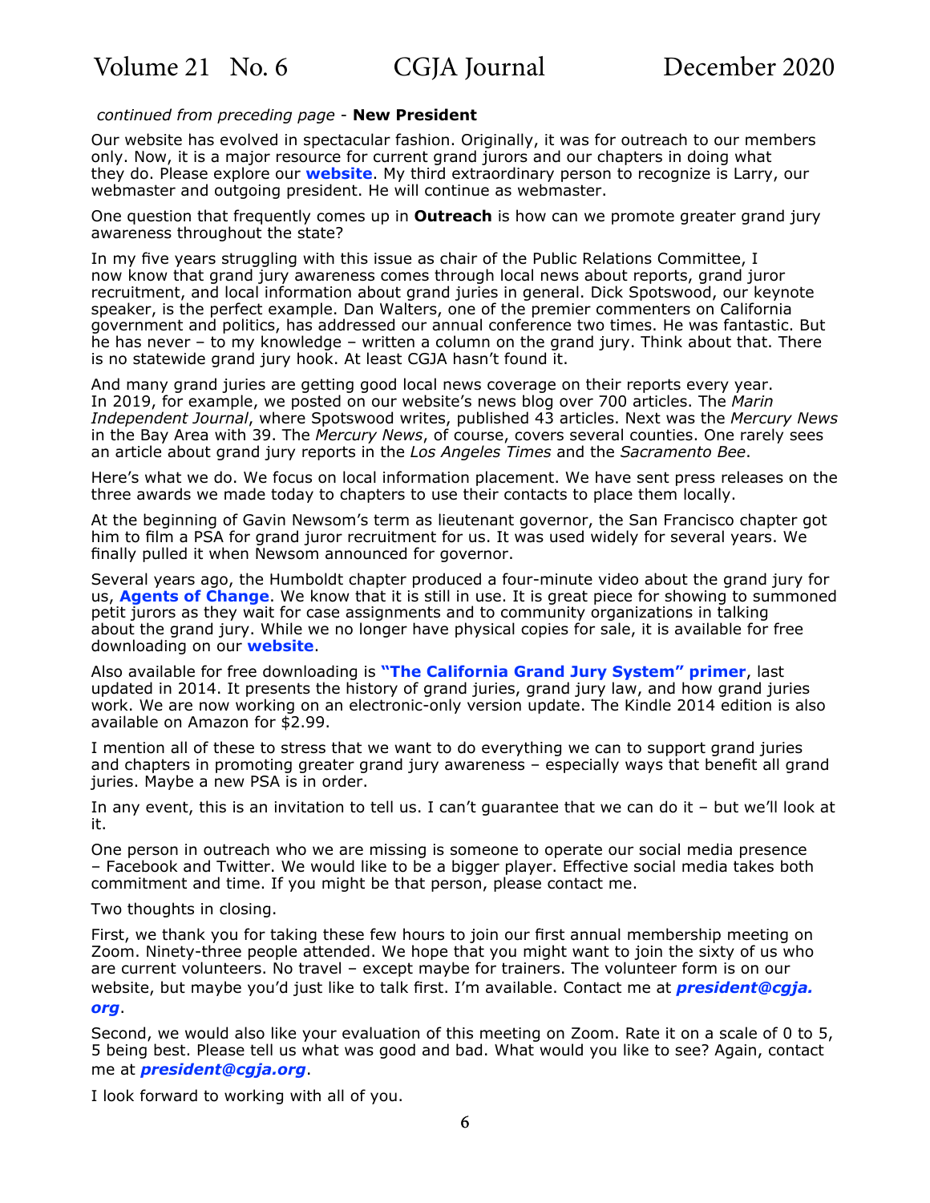*continued from preceding page* - **New President**

Our website has evolved in spectacular fashion. Originally, it was for outreach to our members only. Now, it is a major resource for current grand jurors and our chapters in doing what they do. Please explore our **website**. My third extraordinary person to recognize is Larry, our webmaster and outgoing president. He will continue as webmaster.

One question that frequently comes up in **Outreach** is how can we promote greater grand jury awareness throughout the state?

In my five years struggling with this issue as chair of the Public Relations Committee, I now know that grand jury awareness comes through local news about reports, grand juror recruitment, and local information about grand juries in general. Dick Spotswood, our keynote speaker, is the perfect example. Dan Walters, one of the premier commenters on California government and politics, has addressed our annual conference two times. He was fantastic. But he has never – to my knowledge – written a column on the grand jury. Think about that. There is no statewide grand jury hook. At least CGJA hasn't found it.

And many grand juries are getting good local news coverage on their reports every year. In 2019, for example, we posted on our website's news blog over 700 articles. The *Marin Independent Journal*, where Spotswood writes, published 43 articles. Next was the *Mercury News* in the Bay Area with 39. The *Mercury News*, of course, covers several counties. One rarely sees an article about grand jury reports in the *Los Angeles Times* and the *Sacramento Bee*.

Here's what we do. We focus on local information placement. We have sent press releases on the three awards we made today to chapters to use their contacts to place them locally.

At the beginning of Gavin Newsom's term as lieutenant governor, the San Francisco chapter got him to film a PSA for grand juror recruitment for us. It was used widely for several years. We finally pulled it when Newsom announced for governor.

Several years ago, the Humboldt chapter produced a four-minute video about the grand jury for us, **Agents of Change**. We know that it is still in use. It is great piece for showing to summoned petit jurors as they wait for case assignments and to community organizations in talking about the grand jury. While we no longer have physical copies for sale, it is available for free downloading on our **website**.

Also available for free downloading is **"The California Grand Jury System" primer**, last updated in 2014. It presents the history of grand juries, grand jury law, and how grand juries work. We are now working on an electronic-only version update. The Kindle 2014 edition is also available on Amazon for $2.99.

I mention all of these to stress that we want to do everything we can to support grand juries and chapters in promoting greater grand jury awareness – especially ways that benefit all grand juries. Maybe a new PSA is in order.

In any event, this is an invitation to tell us. I can't guarantee that we can do it – but we'll look at it.

One person in outreach who we are missing is someone to operate our social media presence – Facebook and Twitter. We would like to be a bigger player. Effective social media takes both commitment and time. If you might be that person, please contact me.

Two thoughts in closing.

First, we thank you for taking these few hours to join our first annual membership meeting on Zoom. Ninety-three people attended. We hope that you might want to join the sixty of us who are current volunteers. No travel – except maybe for trainers. The volunteer form is on our website, but maybe you'd just like to talk first. I'm available. Contact me at ***president@cgja.org***.

Second, we would also like your evaluation of this meeting on Zoom. Rate it on a scale of 0 to 5, 5 being best. Please tell us what was good and bad. What would you like to see? Again, contact me at ***president@cgja.org***.

I look forward to working with all of you.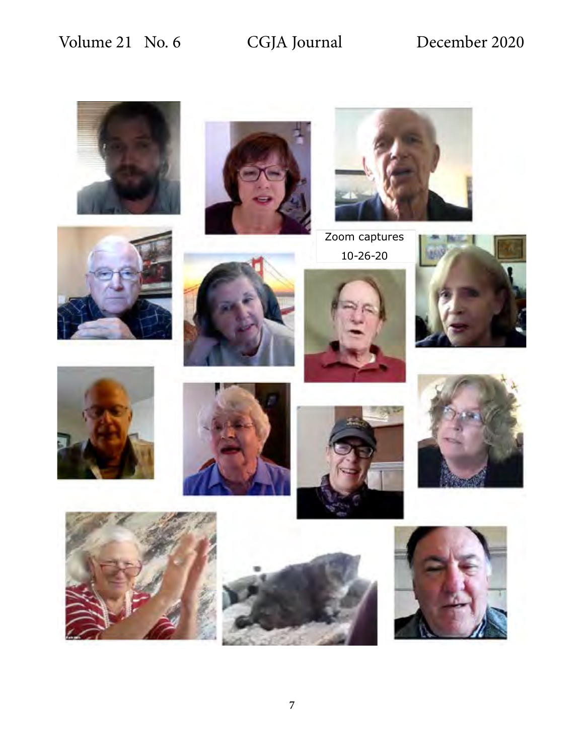Zoom captures

10-26-20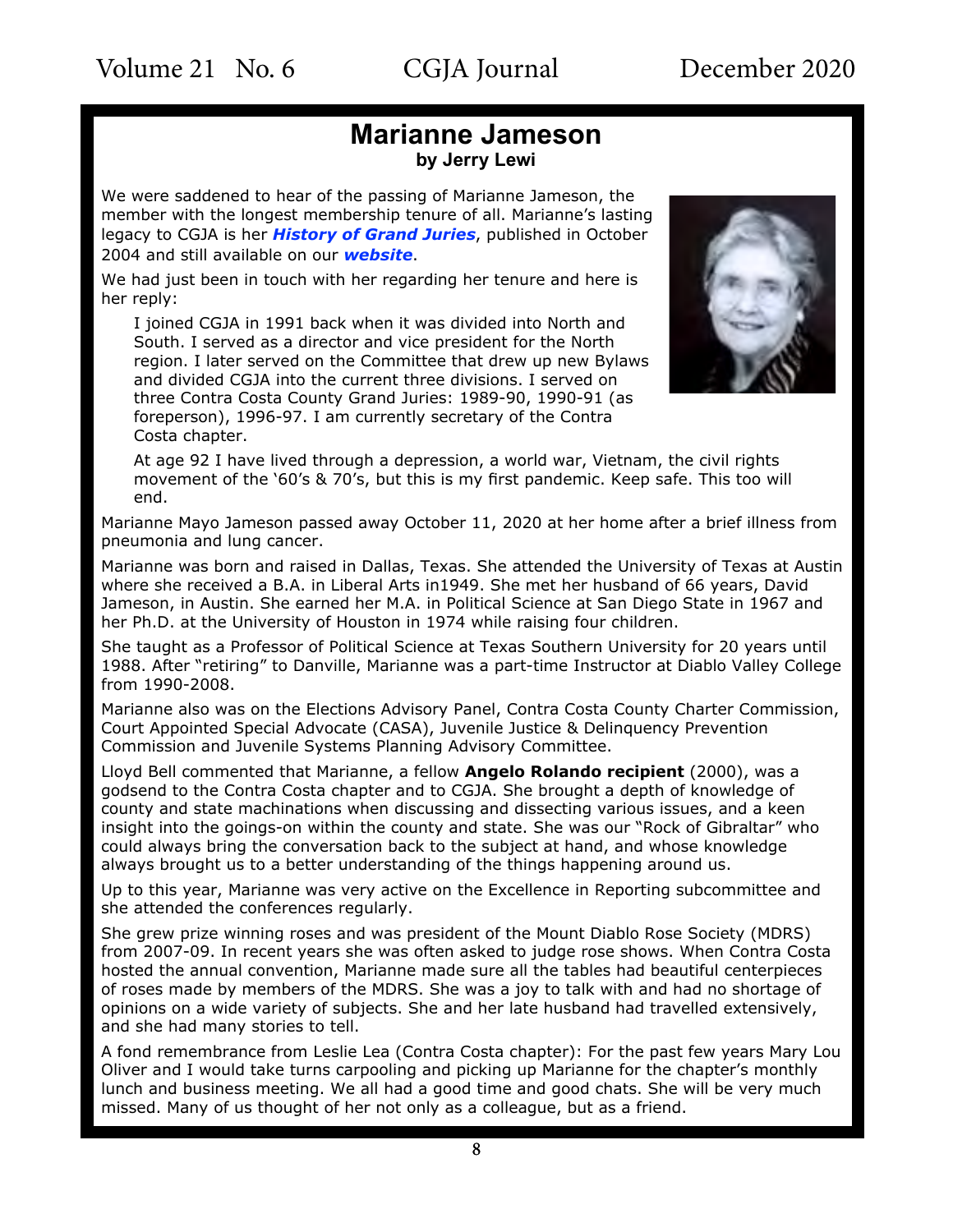# Marianne Jameson

**by Jerry Lewi**

We were saddened to hear of the passing of Marianne Jameson, the member with the longest membership tenure of all. Marianne's lasting legacy to CGJA is her ***History of Grand Juries***, published in October 2004 and still available on our ***website***.

We had just been in touch with her regarding her tenure and here is her reply:

> I joined CGJA in 1991 back when it was divided into North and South. I served as a director and vice president for the North region. I later served on the Committee that drew up new Bylaws and divided CGJA into the current three divisions. I served on three Contra Costa County Grand Juries: 1989-90, 1990-91 (as foreperson), 1996-97. I am currently secretary of the Contra Costa chapter.
>
> At age 92 I have lived through a depression, a world war, Vietnam, the civil rights movement of the '60's & 70's, but this is my first pandemic. Keep safe. This too will end.

Marianne Mayo Jameson passed away October 11, 2020 at her home after a brief illness from pneumonia and lung cancer.

Marianne was born and raised in Dallas, Texas. She attended the University of Texas at Austin where she received a B.A. in Liberal Arts in1949. She met her husband of 66 years, David Jameson, in Austin. She earned her M.A. in Political Science at San Diego State in 1967 and her Ph.D. at the University of Houston in 1974 while raising four children.

She taught as a Professor of Political Science at Texas Southern University for 20 years until 1988. After "retiring" to Danville, Marianne was a part-time Instructor at Diablo Valley College from 1990-2008.

Marianne also was on the Elections Advisory Panel, Contra Costa County Charter Commission, Court Appointed Special Advocate (CASA), Juvenile Justice & Delinquency Prevention Commission and Juvenile Systems Planning Advisory Committee.

Lloyd Bell commented that Marianne, a fellow **Angelo Rolando recipient** (2000), was a godsend to the Contra Costa chapter and to CGJA. She brought a depth of knowledge of county and state machinations when discussing and dissecting various issues, and a keen insight into the goings-on within the county and state. She was our "Rock of Gibraltar" who could always bring the conversation back to the subject at hand, and whose knowledge always brought us to a better understanding of the things happening around us.

Up to this year, Marianne was very active on the Excellence in Reporting subcommittee and she attended the conferences regularly.

She grew prize winning roses and was president of the Mount Diablo Rose Society (MDRS) from 2007-09. In recent years she was often asked to judge rose shows. When Contra Costa hosted the annual convention, Marianne made sure all the tables had beautiful centerpieces of roses made by members of the MDRS. She was a joy to talk with and had no shortage of opinions on a wide variety of subjects. She and her late husband had travelled extensively, and she had many stories to tell.

A fond remembrance from Leslie Lea (Contra Costa chapter): For the past few years Mary Lou Oliver and I would take turns carpooling and picking up Marianne for the chapter's monthly lunch and business meeting. We all had a good time and good chats. She will be very much missed. Many of us thought of her not only as a colleague, but as a friend.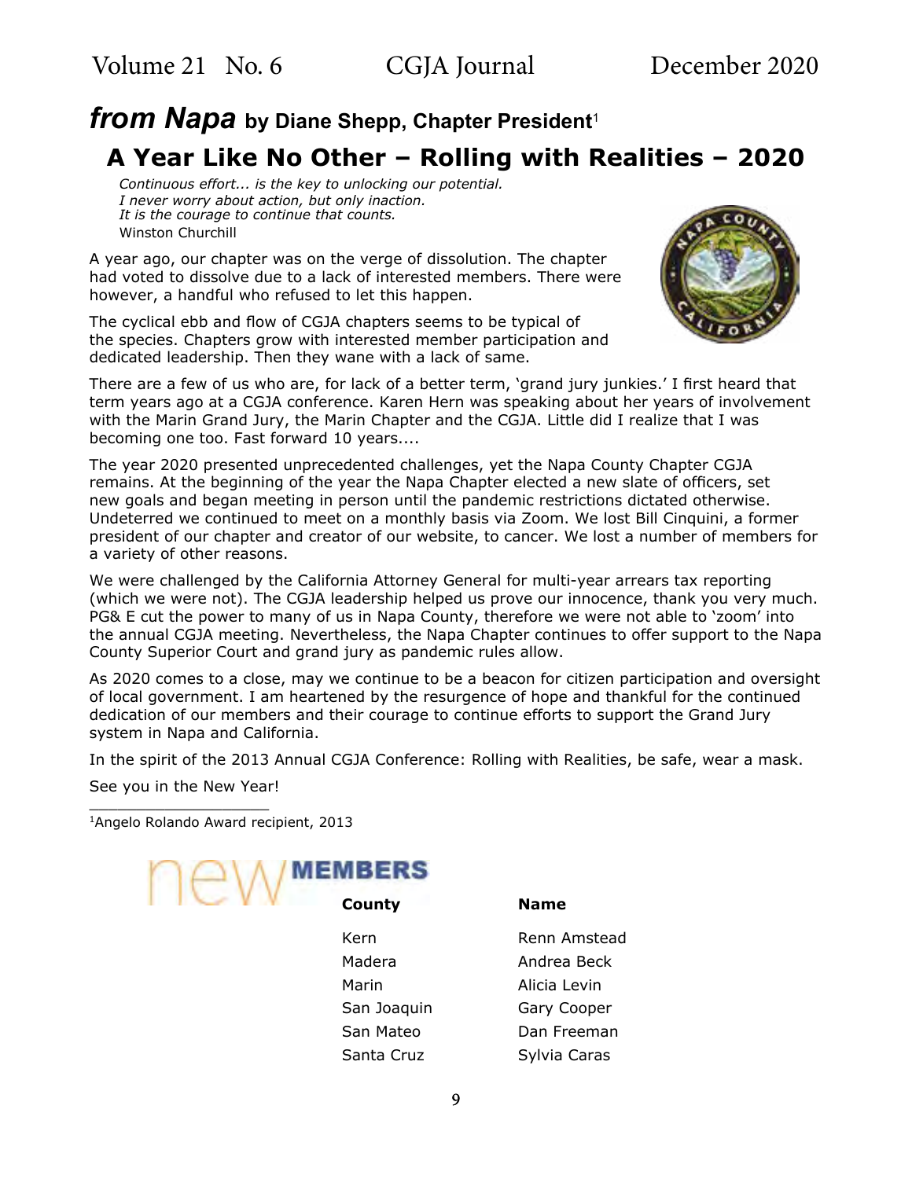## *from Napa* by Diane Shepp, Chapter President[1]

# A Year Like No Other – Rolling with Realities – 2020

*Continuous effort... is the key to unlocking our potential.*
*I never worry about action, but only inaction.*
*It is the courage to continue that counts.*
Winston Churchill

A year ago, our chapter was on the verge of dissolution. The chapter had voted to dissolve due to a lack of interested members. There were however, a handful who refused to let this happen.

The cyclical ebb and flow of CGJA chapters seems to be typical of the species. Chapters grow with interested member participation and dedicated leadership. Then they wane with a lack of same.

There are a few of us who are, for lack of a better term, 'grand jury junkies.' I first heard that term years ago at a CGJA conference. Karen Hern was speaking about her years of involvement with the Marin Grand Jury, the Marin Chapter and the CGJA. Little did I realize that I was becoming one too. Fast forward 10 years....

The year 2020 presented unprecedented challenges, yet the Napa County Chapter CGJA remains. At the beginning of the year the Napa Chapter elected a new slate of officers, set new goals and began meeting in person until the pandemic restrictions dictated otherwise. Undeterred we continued to meet on a monthly basis via Zoom. We lost Bill Cinquini, a former president of our chapter and creator of our website, to cancer. We lost a number of members for a variety of other reasons.

We were challenged by the California Attorney General for multi-year arrears tax reporting (which we were not). The CGJA leadership helped us prove our innocence, thank you very much. PG& E cut the power to many of us in Napa County, therefore we were not able to 'zoom' into the annual CGJA meeting. Nevertheless, the Napa Chapter continues to offer support to the Napa County Superior Court and grand jury as pandemic rules allow.

As 2020 comes to a close, may we continue to be a beacon for citizen participation and oversight of local government. I am heartened by the resurgence of hope and thankful for the continued dedication of our members and their courage to continue efforts to support the Grand Jury system in Napa and California.

In the spirit of the 2013 Annual CGJA Conference: Rolling with Realities, be safe, wear a mask.

See you in the New Year!

---

[1]Angelo Rolando Award recipient, 2013

## new MEMBERS

| County | Name |
|---|---|
| Kern | Renn Amstead |
| Madera | Andrea Beck |
| Marin | Alicia Levin |
| San Joaquin | Gary Cooper |
| San Mateo | Dan Freeman |
| Santa Cruz | Sylvia Caras |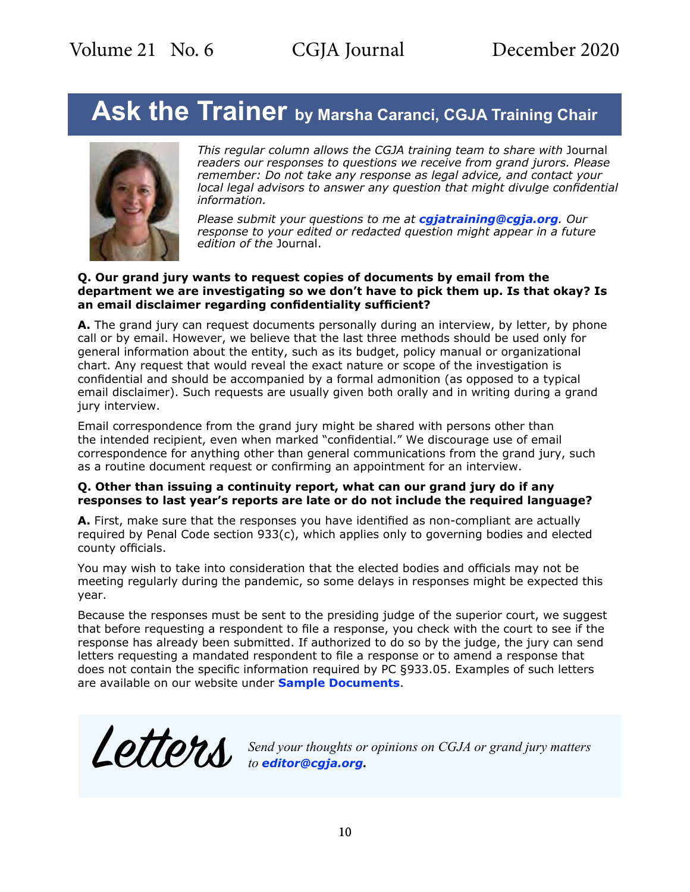# Ask the Trainer by Marsha Caranci, CGJA Training Chair

*This regular column allows the CGJA training team to share with* Journal *readers our responses to questions we receive from grand jurors. Please remember: Do not take any response as legal advice, and contact your local legal advisors to answer any question that might divulge confidential information.*

*Please submit your questions to me at* ***cgjatraining@cgja.org****. Our response to your edited or redacted question might appear in a future edition of the* Journal.

**Q. Our grand jury wants to request copies of documents by email from the department we are investigating so we don't have to pick them up. Is that okay? Is an email disclaimer regarding confidentiality sufficient?**

**A.** The grand jury can request documents personally during an interview, by letter, by phone call or by email. However, we believe that the last three methods should be used only for general information about the entity, such as its budget, policy manual or organizational chart. Any request that would reveal the exact nature or scope of the investigation is confidential and should be accompanied by a formal admonition (as opposed to a typical email disclaimer). Such requests are usually given both orally and in writing during a grand jury interview.

Email correspondence from the grand jury might be shared with persons other than the intended recipient, even when marked "confidential." We discourage use of email correspondence for anything other than general communications from the grand jury, such as a routine document request or confirming an appointment for an interview.

**Q. Other than issuing a continuity report, what can our grand jury do if any responses to last year's reports are late or do not include the required language?**

**A.** First, make sure that the responses you have identified as non-compliant are actually required by Penal Code section 933(c), which applies only to governing bodies and elected county officials.

You may wish to take into consideration that the elected bodies and officials may not be meeting regularly during the pandemic, so some delays in responses might be expected this year.

Because the responses must be sent to the presiding judge of the superior court, we suggest that before requesting a respondent to file a response, you check with the court to see if the response has already been submitted. If authorized to do so by the judge, the jury can send letters requesting a mandated respondent to file a response or to amend a response that does not contain the specific information required by PC §933.05. Examples of such letters are available on our website under **Sample Documents**.

## Letters

*Send your thoughts or opinions on CGJA or grand jury matters to* ***editor@cgja.org*****.**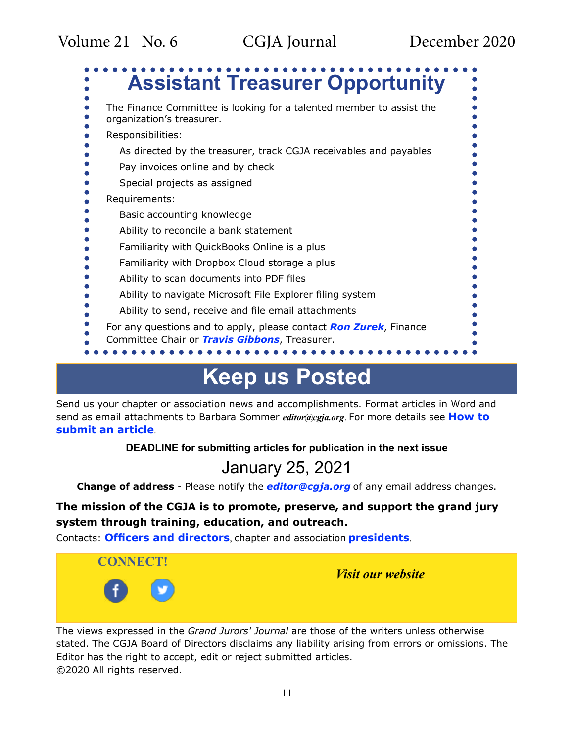# Assistant Treasurer Opportunity

The Finance Committee is looking for a talented member to assist the organization's treasurer.

Responsibilities:

- As directed by the treasurer, track CGJA receivables and payables
- Pay invoices online and by check
- Special projects as assigned

Requirements:

- Basic accounting knowledge
- Ability to reconcile a bank statement
- Familiarity with QuickBooks Online is a plus
- Familiarity with Dropbox Cloud storage a plus
- Ability to scan documents into PDF files
- Ability to navigate Microsoft File Explorer filing system
- Ability to send, receive and file email attachments

For any questions and to apply, please contact ***Ron Zurek***, Finance Committee Chair or ***Travis Gibbons***, Treasurer.

# Keep us Posted

Send us your chapter or association news and accomplishments. Format articles in Word and send as email attachments to Barbara Sommer *editor@cgja.org*. For more details see **How to submit an article**.

**DEADLINE for submitting articles for publication in the next issue**

January 25, 2021

**Change of address** - Please notify the ***editor@cgja.org*** of any email address changes.

**The mission of the CGJA is to promote, preserve, and support the grand jury system through training, education, and outreach.**

Contacts: **Officers and directors**, chapter and association **presidents**.

**CONNECT!**

***Visit our website***

The views expressed in the *Grand Jurors' Journal* are those of the writers unless otherwise stated. The CGJA Board of Directors disclaims any liability arising from errors or omissions. The Editor has the right to accept, edit or reject submitted articles.
©2020 All rights reserved.